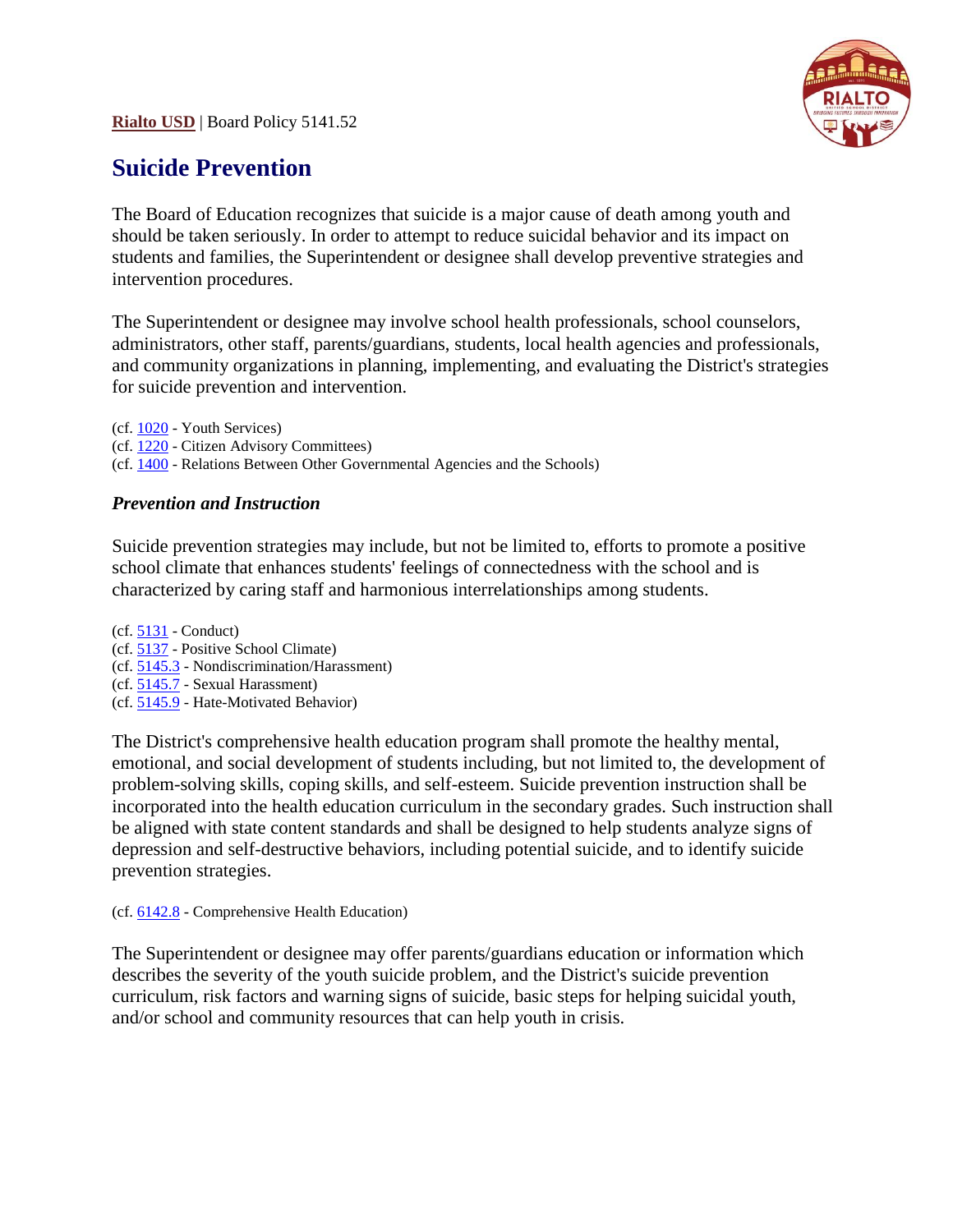**Rialto USD** | Board Policy 5141.52

# Suicide Prevention

The Board of Education recognizes that suicide is a major cause of death among youth and should be taken seriously. In order to attempt to reduce suicidal behavior and its impact on students and families, the Superintendent or designee shall develop preventive strategies and intervention procedures.

The Superintendent or designee may involve school health professionals, school counselors, administrators, other staff, parents/guardians, students, local health agencies and professionals, and community organizations in planning, implementing, and evaluating the District's strategies for suicide prevention and intervention.

(cf. 1020 - Youth Services)
(cf. 1220 - Citizen Advisory Committees)
(cf. 1400 - Relations Between Other Governmental Agencies and the Schools)

### *Prevention and Instruction*

Suicide prevention strategies may include, but not be limited to, efforts to promote a positive school climate that enhances students' feelings of connectedness with the school and is characterized by caring staff and harmonious interrelationships among students.

(cf. 5131 - Conduct)
(cf. 5137 - Positive School Climate)
(cf. 5145.3 - Nondiscrimination/Harassment)
(cf. 5145.7 - Sexual Harassment)
(cf. 5145.9 - Hate-Motivated Behavior)

The District's comprehensive health education program shall promote the healthy mental, emotional, and social development of students including, but not limited to, the development of problem-solving skills, coping skills, and self-esteem. Suicide prevention instruction shall be incorporated into the health education curriculum in the secondary grades. Such instruction shall be aligned with state content standards and shall be designed to help students analyze signs of depression and self-destructive behaviors, including potential suicide, and to identify suicide prevention strategies.

(cf. 6142.8 - Comprehensive Health Education)

The Superintendent or designee may offer parents/guardians education or information which describes the severity of the youth suicide problem, and the District's suicide prevention curriculum, risk factors and warning signs of suicide, basic steps for helping suicidal youth, and/or school and community resources that can help youth in crisis.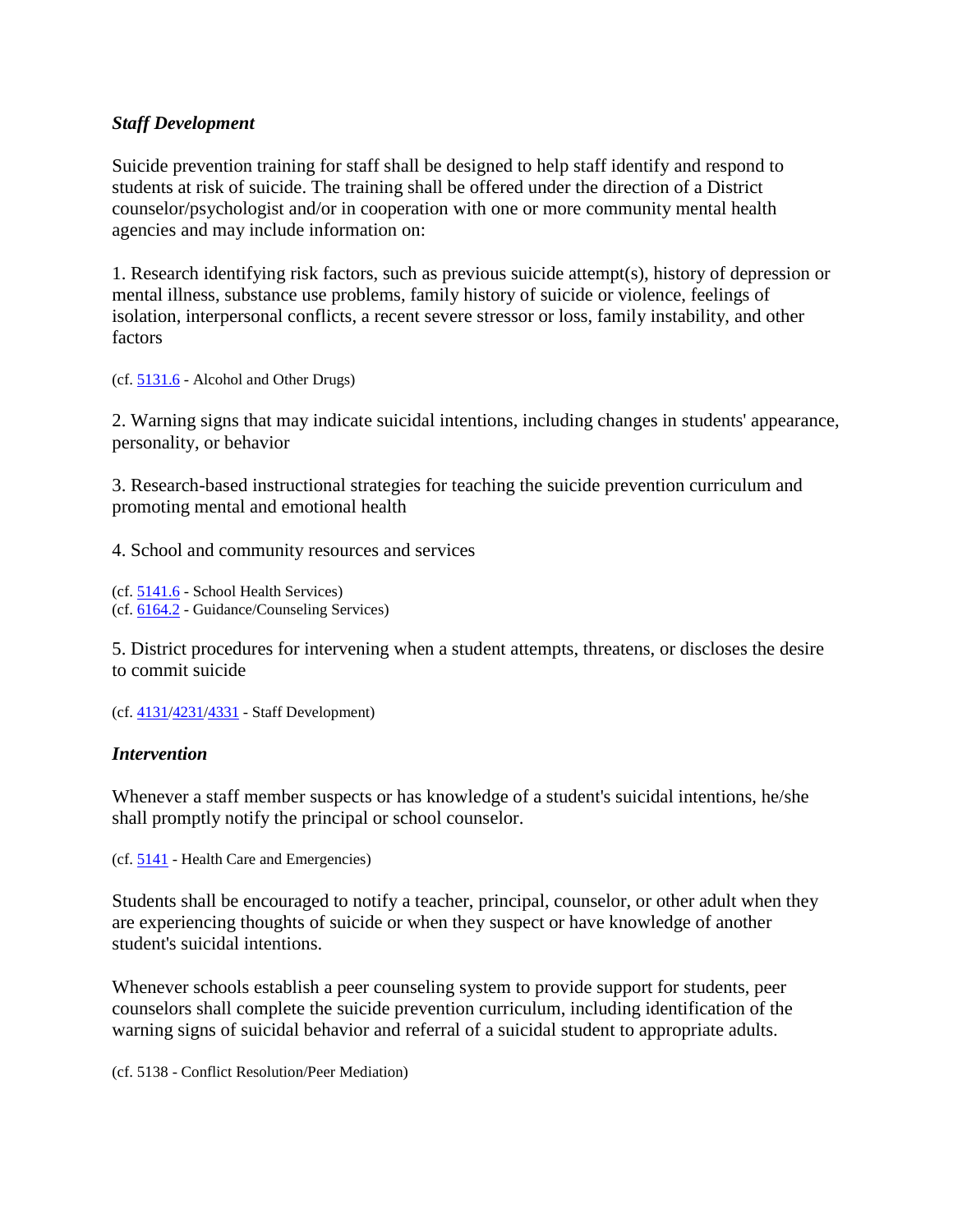### *Staff Development*

Suicide prevention training for staff shall be designed to help staff identify and respond to students at risk of suicide. The training shall be offered under the direction of a District counselor/psychologist and/or in cooperation with one or more community mental health agencies and may include information on:

1. Research identifying risk factors, such as previous suicide attempt(s), history of depression or mental illness, substance use problems, family history of suicide or violence, feelings of isolation, interpersonal conflicts, a recent severe stressor or loss, family instability, and other factors

(cf. 5131.6 - Alcohol and Other Drugs)

2. Warning signs that may indicate suicidal intentions, including changes in students' appearance, personality, or behavior

3. Research-based instructional strategies for teaching the suicide prevention curriculum and promoting mental and emotional health

4. School and community resources and services

(cf. 5141.6 - School Health Services)
(cf. 6164.2 - Guidance/Counseling Services)

5. District procedures for intervening when a student attempts, threatens, or discloses the desire to commit suicide

(cf. 4131/4231/4331 - Staff Development)

### *Intervention*

Whenever a staff member suspects or has knowledge of a student's suicidal intentions, he/she shall promptly notify the principal or school counselor.

(cf. 5141 - Health Care and Emergencies)

Students shall be encouraged to notify a teacher, principal, counselor, or other adult when they are experiencing thoughts of suicide or when they suspect or have knowledge of another student's suicidal intentions.

Whenever schools establish a peer counseling system to provide support for students, peer counselors shall complete the suicide prevention curriculum, including identification of the warning signs of suicidal behavior and referral of a suicidal student to appropriate adults.

(cf. 5138 - Conflict Resolution/Peer Mediation)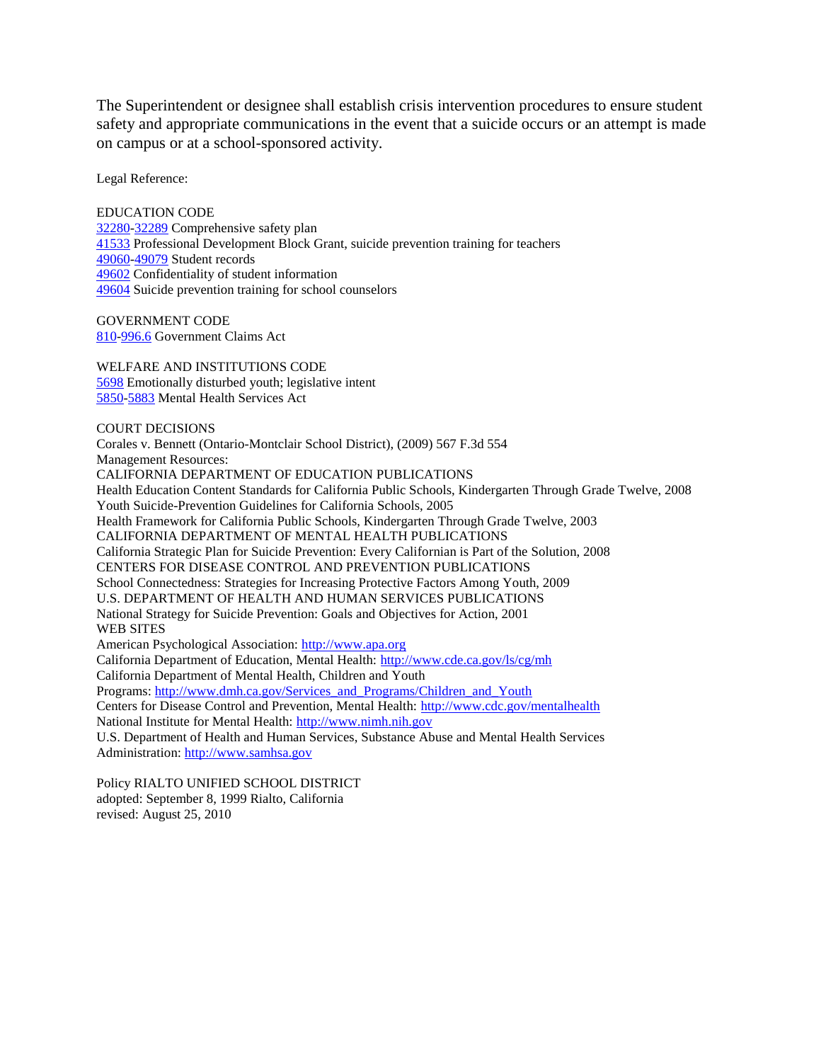The Superintendent or designee shall establish crisis intervention procedures to ensure student safety and appropriate communications in the event that a suicide occurs or an attempt is made on campus or at a school-sponsored activity.

Legal Reference:

EDUCATION CODE
32280-32289 Comprehensive safety plan
41533 Professional Development Block Grant, suicide prevention training for teachers
49060-49079 Student records
49602 Confidentiality of student information
49604 Suicide prevention training for school counselors

GOVERNMENT CODE
810-996.6 Government Claims Act

WELFARE AND INSTITUTIONS CODE
5698 Emotionally disturbed youth; legislative intent
5850-5883 Mental Health Services Act

COURT DECISIONS
Corales v. Bennett (Ontario-Montclair School District), (2009) 567 F.3d 554
Management Resources:
CALIFORNIA DEPARTMENT OF EDUCATION PUBLICATIONS
Health Education Content Standards for California Public Schools, Kindergarten Through Grade Twelve, 2008
Youth Suicide-Prevention Guidelines for California Schools, 2005
Health Framework for California Public Schools, Kindergarten Through Grade Twelve, 2003
CALIFORNIA DEPARTMENT OF MENTAL HEALTH PUBLICATIONS
California Strategic Plan for Suicide Prevention: Every Californian is Part of the Solution, 2008
CENTERS FOR DISEASE CONTROL AND PREVENTION PUBLICATIONS
School Connectedness: Strategies for Increasing Protective Factors Among Youth, 2009
U.S. DEPARTMENT OF HEALTH AND HUMAN SERVICES PUBLICATIONS
National Strategy for Suicide Prevention: Goals and Objectives for Action, 2001
WEB SITES
American Psychological Association: http://www.apa.org
California Department of Education, Mental Health: http://www.cde.ca.gov/ls/cg/mh
California Department of Mental Health, Children and Youth Programs: http://www.dmh.ca.gov/Services_and_Programs/Children_and_Youth
Centers for Disease Control and Prevention, Mental Health: http://www.cdc.gov/mentalhealth
National Institute for Mental Health: http://www.nimh.nih.gov
U.S. Department of Health and Human Services, Substance Abuse and Mental Health Services Administration: http://www.samhsa.gov

Policy RIALTO UNIFIED SCHOOL DISTRICT
adopted: September 8, 1999 Rialto, California
revised: August 25, 2010